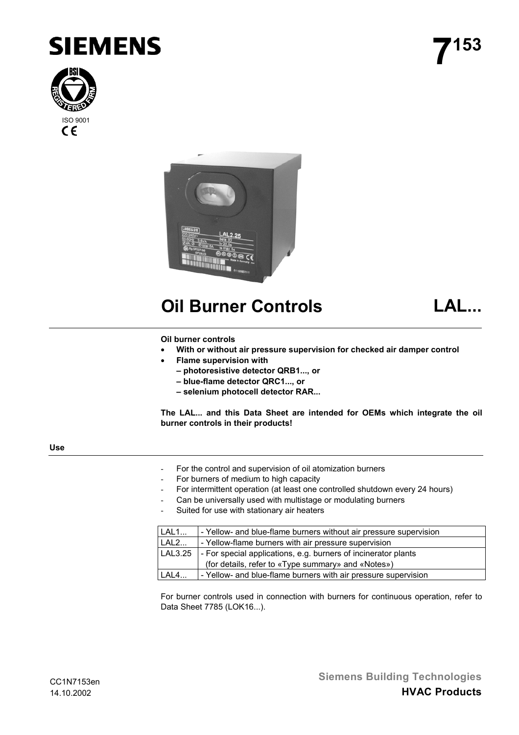# SIEMENS

ISO 9001

# 7[153]

# Oil Burner Controls LAL...

**Oil burner controls**

- **With or without air pressure supervision for checked air damper control**
- **Flame supervision with**
  - **– photoresistive detector QRB1..., or**
  - **– blue-flame detector QRC1..., or**
  - **– selenium photocell detector RAR...**

**The LAL... and this Data Sheet are intended for OEMs which integrate the oil burner controls in their products!**

## Use

- For the control and supervision of oil atomization burners
- For burners of medium to high capacity
- For intermittent operation (at least one controlled shutdown every 24 hours)
- Can be universally used with multistage or modulating burners
- Suited for use with stationary air heaters

| | |
|---|---|
| LAL1... | - Yellow- and blue-flame burners without air pressure supervision |
| LAL2... | - Yellow-flame burners with air pressure supervision |
| LAL3.25 | - For special applications, e.g. burners of incinerator plants (for details, refer to «Type summary» and «Notes») |
| LAL4... | - Yellow- and blue-flame burners with air pressure supervision |

For burner controls used in connection with burners for continuous operation, refer to Data Sheet 7785 (LOK16...).

CC1N7153en
14.10.2002

**Siemens Building Technologies**
**HVAC Products**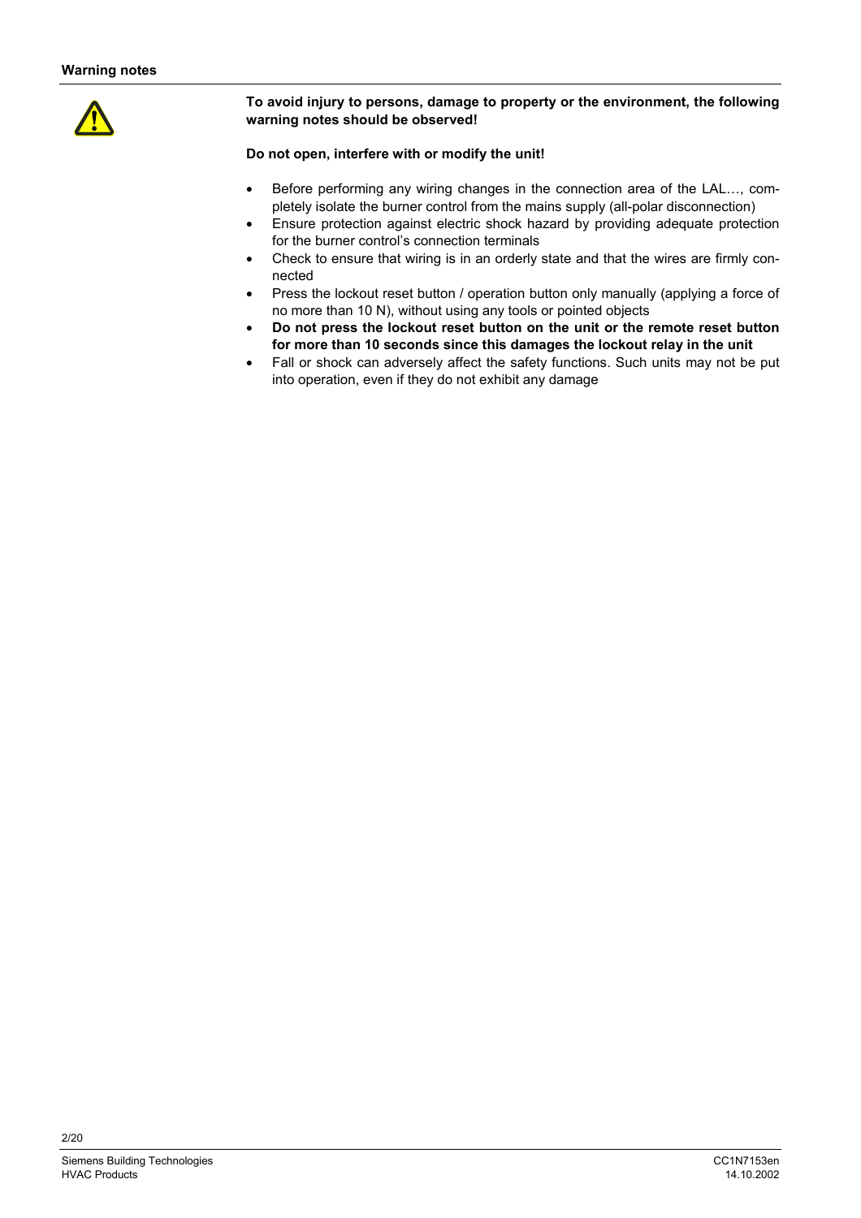## Warning notes

**To avoid injury to persons, damage to property or the environment, the following warning notes should be observed!**

**Do not open, interfere with or modify the unit!**

- Before performing any wiring changes in the connection area of the LAL…, completely isolate the burner control from the mains supply (all-polar disconnection)
- Ensure protection against electric shock hazard by providing adequate protection for the burner control's connection terminals
- Check to ensure that wiring is in an orderly state and that the wires are firmly connected
- Press the lockout reset button / operation button only manually (applying a force of no more than 10 N), without using any tools or pointed objects
- **Do not press the lockout reset button on the unit or the remote reset button for more than 10 seconds since this damages the lockout relay in the unit**
- Fall or shock can adversely affect the safety functions. Such units may not be put into operation, even if they do not exhibit any damage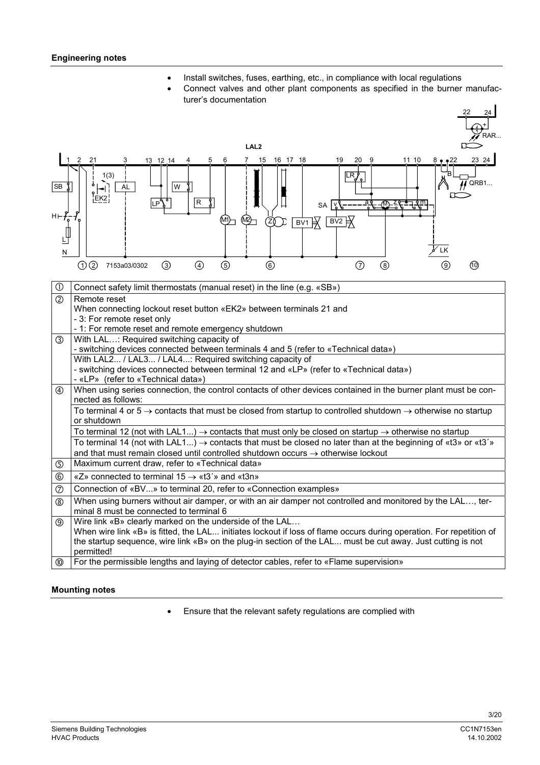## Engineering notes

- Install switches, fuses, earthing, etc., in compliance with local regulations
- Connect valves and other plant components as specified in the burner manufacturer's documentation

| | |
|---|---|
| ① | Connect safety limit thermostats (manual reset) in the line (e.g. «SB») |
| ② | Remote reset<br>When connecting lockout reset button «EK2» between terminals 21 and<br>- 3: For remote reset only<br>- 1: For remote reset and remote emergency shutdown |
| ③ | With LAL…: Required switching capacity of<br>- switching devices connected between terminals 4 and 5 (refer to «Technical data»)<br>With LAL2... / LAL3... / LAL4...: Required switching capacity of<br>- switching devices connected between terminal 12 and «LP» (refer to «Technical data»)<br>- «LP» (refer to «Technical data») |
| ④ | When using series connection, the control contacts of other devices contained in the burner plant must be connected as follows:<br>To terminal 4 or 5 → contacts that must be closed from startup to controlled shutdown → otherwise no startup or shutdown<br>To terminal 12 (not with LAL1...) → contacts that must only be closed on startup → otherwise no startup<br>To terminal 14 (not with LAL1...) → contacts that must be closed no later than at the beginning of «t3» or «t3´» and that must remain closed until controlled shutdown occurs → otherwise lockout |
| ⑤ | Maximum current draw, refer to «Technical data» |
| ⑥ | «Z» connected to terminal 15 → «t3´» and «t3n» |
| ⑦ | Connection of «BV...» to terminal 20, refer to «Connection examples» |
| ⑧ | When using burners without air damper, or with an air damper not controlled and monitored by the LAL…, terminal 8 must be connected to terminal 6 |
| ⑨ | Wire link «B» clearly marked on the underside of the LAL…<br>When wire link «B» is fitted, the LAL... initiates lockout if loss of flame occurs during operation. For repetition of the startup sequence, wire link «B» on the plug-in section of the LAL... must be cut away. Just cutting is not permitted! |
| ⑩ | For the permissible lengths and laying of detector cables, refer to «Flame supervision» |

## Mounting notes

- Ensure that the relevant safety regulations are complied with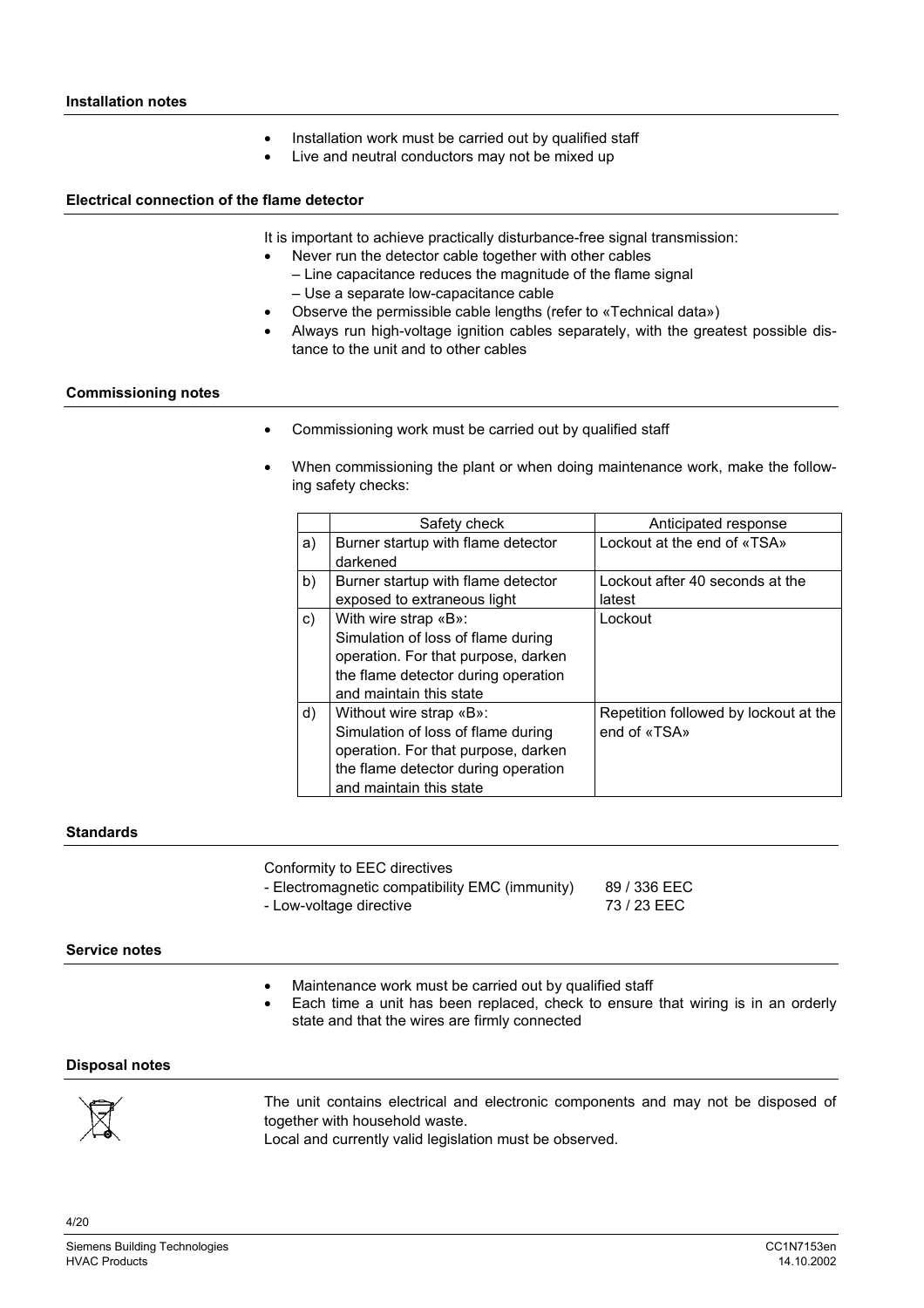## Installation notes

- Installation work must be carried out by qualified staff
- Live and neutral conductors may not be mixed up

## Electrical connection of the flame detector

It is important to achieve practically disturbance-free signal transmission:

- Never run the detector cable together with other cables
  – Line capacitance reduces the magnitude of the flame signal
  – Use a separate low-capacitance cable
- Observe the permissible cable lengths (refer to «Technical data»)
- Always run high-voltage ignition cables separately, with the greatest possible distance to the unit and to other cables

## Commissioning notes

- Commissioning work must be carried out by qualified staff
- When commissioning the plant or when doing maintenance work, make the following safety checks:

| | Safety check | Anticipated response |
|---|---|---|
| a) | Burner startup with flame detector darkened | Lockout at the end of «TSA» |
| b) | Burner startup with flame detector exposed to extraneous light | Lockout after 40 seconds at the latest |
| c) | With wire strap «B»:<br>Simulation of loss of flame during operation. For that purpose, darken the flame detector during operation and maintain this state | Lockout |
| d) | Without wire strap «B»:<br>Simulation of loss of flame during operation. For that purpose, darken the flame detector during operation and maintain this state | Repetition followed by lockout at the end of «TSA» |

## Standards

Conformity to EEC directives

- Electromagnetic compatibility EMC (immunity) 89 / 336 EEC
- Low-voltage directive 73 / 23 EEC

## Service notes

- Maintenance work must be carried out by qualified staff
- Each time a unit has been replaced, check to ensure that wiring is in an orderly state and that the wires are firmly connected

## Disposal notes

The unit contains electrical and electronic components and may not be disposed of together with household waste.
Local and currently valid legislation must be observed.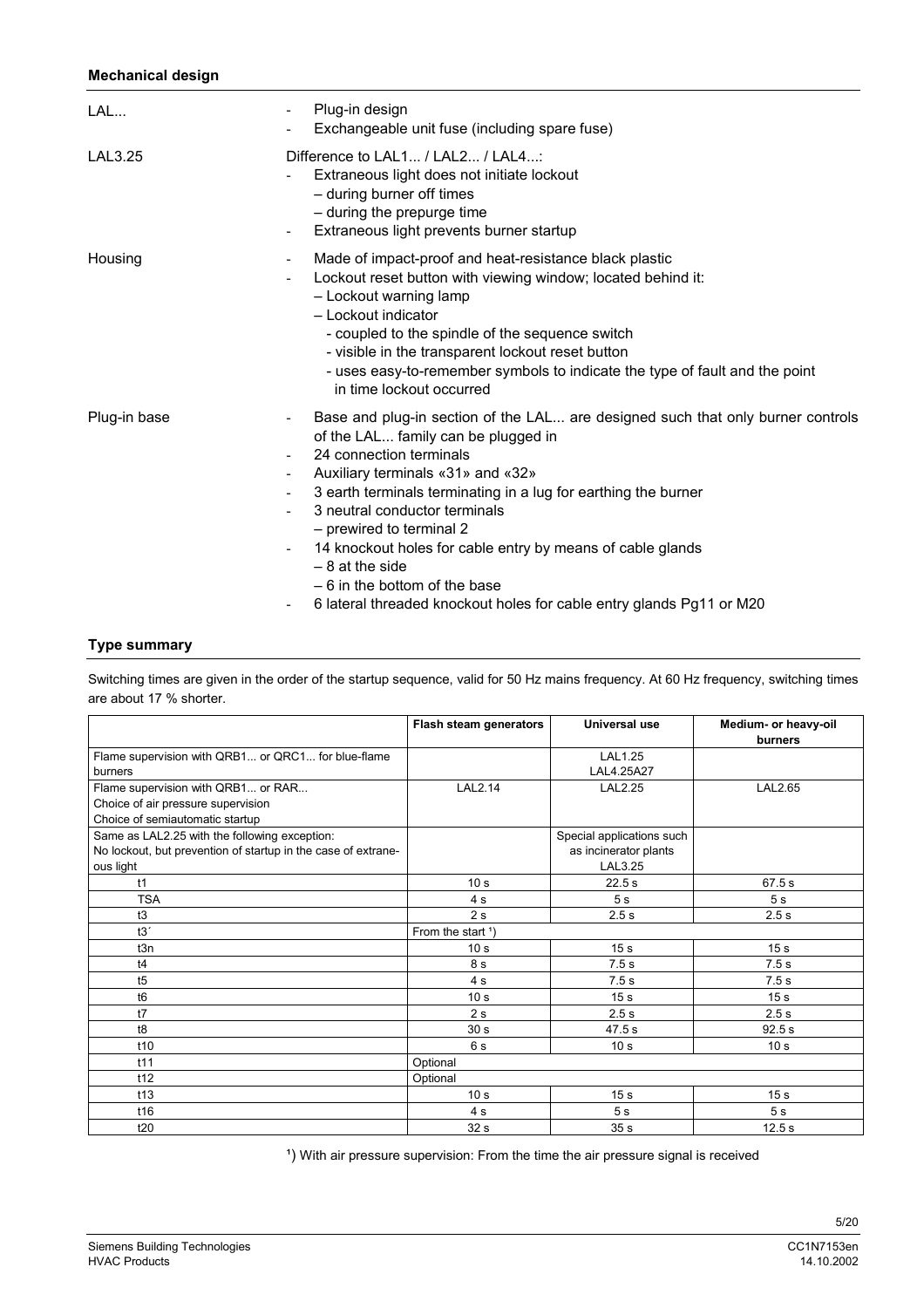### Mechanical design

LAL...
- Plug-in design
- Exchangeable unit fuse (including spare fuse)

LAL3.25

Difference to LAL1... / LAL2... / LAL4...:
- Extraneous light does not initiate lockout
  – during burner off times
  – during the prepurge time
- Extraneous light prevents burner startup

Housing
- Made of impact-proof and heat-resistance black plastic
- Lockout reset button with viewing window; located behind it:
  – Lockout warning lamp
  – Lockout indicator
    - coupled to the spindle of the sequence switch
    - visible in the transparent lockout reset button
    - uses easy-to-remember symbols to indicate the type of fault and the point in time lockout occurred

Plug-in base
- Base and plug-in section of the LAL... are designed such that only burner controls of the LAL... family can be plugged in
- 24 connection terminals
- Auxiliary terminals «31» and «32»
- 3 earth terminals terminating in a lug for earthing the burner
- 3 neutral conductor terminals
  – prewired to terminal 2
- 14 knockout holes for cable entry by means of cable glands
  – 8 at the side
  – 6 in the bottom of the base
- 6 lateral threaded knockout holes for cable entry glands Pg11 or M20

### Type summary

Switching times are given in the order of the startup sequence, valid for 50 Hz mains frequency. At 60 Hz frequency, switching times are about 17 % shorter.

| | Flash steam generators | Universal use | Medium- or heavy-oil burners |
|---|---|---|---|
| Flame supervision with QRB1... or QRC1... for blue-flame burners | | LAL1.25<br>LAL4.25A27 | |
| Flame supervision with QRB1... or RAR...<br>Choice of air pressure supervision<br>Choice of semiautomatic startup | LAL2.14 | LAL2.25 | LAL2.65 |
| Same as LAL2.25 with the following exception:<br>No lockout, but prevention of startup in the case of extraneous light | | Special applications such as incinerator plants<br>LAL3.25 | |
| t1 | 10 s | 22.5 s | 67.5 s |
| TSA | 4 s | 5 s | 5 s |
| t3 | 2 s | 2.5 s | 2.5 s |
| t3´ | From the start [1]) | | |
| t3n | 10 s | 15 s | 15 s |
| t4 | 8 s | 7.5 s | 7.5 s |
| t5 | 4 s | 7.5 s | 7.5 s |
| t6 | 10 s | 15 s | 15 s |
| t7 | 2 s | 2.5 s | 2.5 s |
| t8 | 30 s | 47.5 s | 92.5 s |
| t10 | 6 s | 10 s | 10 s |
| t11 | Optional | | |
| t12 | Optional | | |
| t13 | 10 s | 15 s | 15 s |
| t16 | 4 s | 5 s | 5 s |
| t20 | 32 s | 35 s | 12.5 s |

[1]) With air pressure supervision: From the time the air pressure signal is received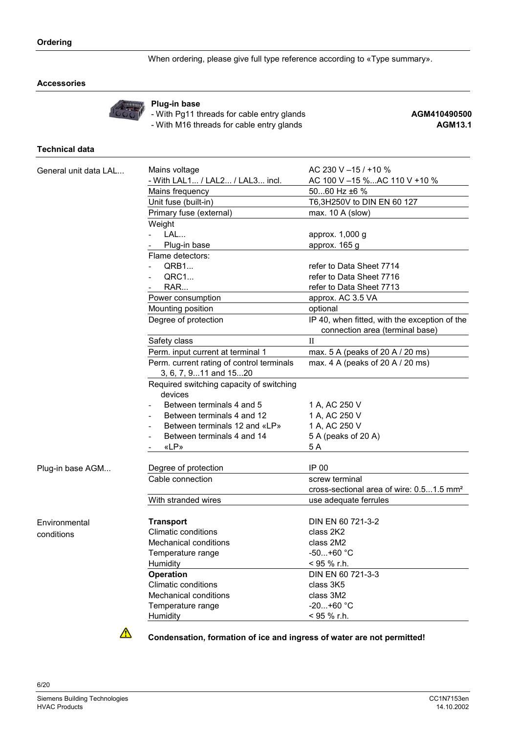## Ordering

When ordering, please give full type reference according to «Type summary».

## Accessories

**Plug-in base**

| | |
|---|---|
| - With Pg11 threads for cable entry glands | **AGM410490500** |
| - With M16 threads for cable entry glands | **AGM13.1** |

## Technical data

General unit data LAL...

| | |
|---|---|
| Mains voltage | AC 230 V –15 / +10 % |
| - With LAL1... / LAL2... / LAL3... incl. | AC 100 V –15 %...AC 110 V +10 % |
| Mains frequency | 50...60 Hz ±6 % |
| Unit fuse (built-in) | T6,3H250V to DIN EN 60 127 |
| Primary fuse (external) | max. 10 A (slow) |
| Weight | |
| - LAL... | approx. 1,000 g |
| - Plug-in base | approx. 165 g |
| Flame detectors: | |
| - QRB1... | refer to Data Sheet 7714 |
| - QRC1... | refer to Data Sheet 7716 |
| - RAR... | refer to Data Sheet 7713 |
| Power consumption | approx. AC 3.5 VA |
| Mounting position | optional |
| Degree of protection | IP 40, when fitted, with the exception of the connection area (terminal base) |
| Safety class | II |
| Perm. input current at terminal 1 | max. 5 A (peaks of 20 A / 20 ms) |
| Perm. current rating of control terminals 3, 6, 7, 9...11 and 15...20 | max. 4 A (peaks of 20 A / 20 ms) |
| Required switching capacity of switching devices | |
| - Between terminals 4 and 5 | 1 A, AC 250 V |
| - Between terminals 4 and 12 | 1 A, AC 250 V |
| - Between terminals 12 and «LP» | 1 A, AC 250 V |
| - Between terminals 4 and 14 | 5 A (peaks of 20 A) |
| - «LP» | 5 A |

Plug-in base AGM...

| | |
|---|---|
| Degree of protection | IP 00 |
| Cable connection | screw terminal<br>cross-sectional area of wire: 0.5...1.5 mm² |
| With stranded wires | use adequate ferrules |

Environmental conditions

| | |
|---|---|
| **Transport** | DIN EN 60 721-3-2 |
| Climatic conditions | class 2K2 |
| Mechanical conditions | class 2M2 |
| Temperature range | -50...+60 °C |
| Humidity | < 95 % r.h. |
| **Operation** | DIN EN 60 721-3-3 |
| Climatic conditions | class 3K5 |
| Mechanical conditions | class 3M2 |
| Temperature range | -20...+60 °C |
| Humidity | < 95 % r.h. |

⚠ **Condensation, formation of ice and ingress of water are not permitted!**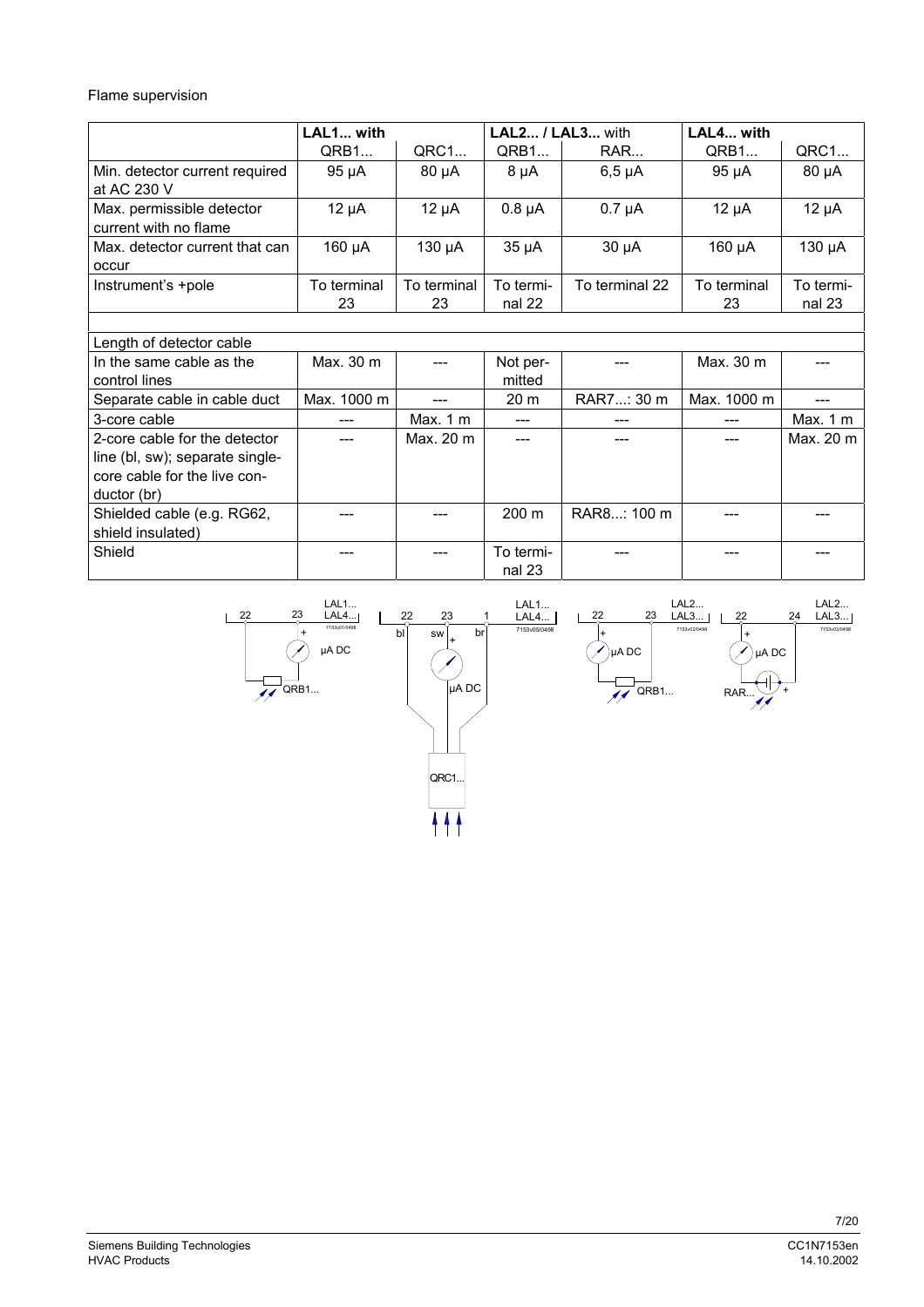Flame supervision

| | **LAL1... with** | | **LAL2... / LAL3...** with | | **LAL4... with** | |
|---|---|---|---|---|---|---|
| | QRB1... | QRC1... | QRB1... | RAR... | QRB1... | QRC1... |
| Min. detector current required at AC 230 V | 95 µA | 80 µA | 8 µA | 6,5 µA | 95 µA | 80 µA |
| Max. permissible detector current with no flame | 12 µA | 12 µA | 0.8 µA | 0.7 µA | 12 µA | 12 µA |
| Max. detector current that can occur | 160 µA | 130 µA | 35 µA | 30 µA | 160 µA | 130 µA |
| Instrument's +pole | To terminal 23 | To terminal 23 | To terminal 22 | To terminal 22 | To terminal 23 | To terminal 23 |
| Length of detector cable | | | | | | |
| In the same cable as the control lines | Max. 30 m | --- | Not permitted | --- | Max. 30 m | --- |
| Separate cable in cable duct | Max. 1000 m | --- | 20 m | RAR7...: 30 m | Max. 1000 m | --- |
| 3-core cable | --- | Max. 1 m | --- | --- | --- | Max. 1 m |
| 2-core cable for the detector line (bl, sw); separate single-core cable for the live conductor (br) | --- | Max. 20 m | --- | --- | --- | Max. 20 m |
| Shielded cable (e.g. RG62, shield insulated) | --- | --- | 200 m | RAR8...: 100 m | --- | --- |
| Shield | --- | --- | To terminal 23 | --- | --- | --- |

22 23 LAL1... LAL4... 7153v01/0498 + µA DC QRB1...

22 23 1 LAL1... LAL4... 7153v05/0498 bl sw br + µA DC QRC1...

22 23 LAL2... LAL3... 7153v02/0498 + µA DC QRB1...

22 24 LAL2... LAL3... 7153v03/0498 + µA DC RAR... +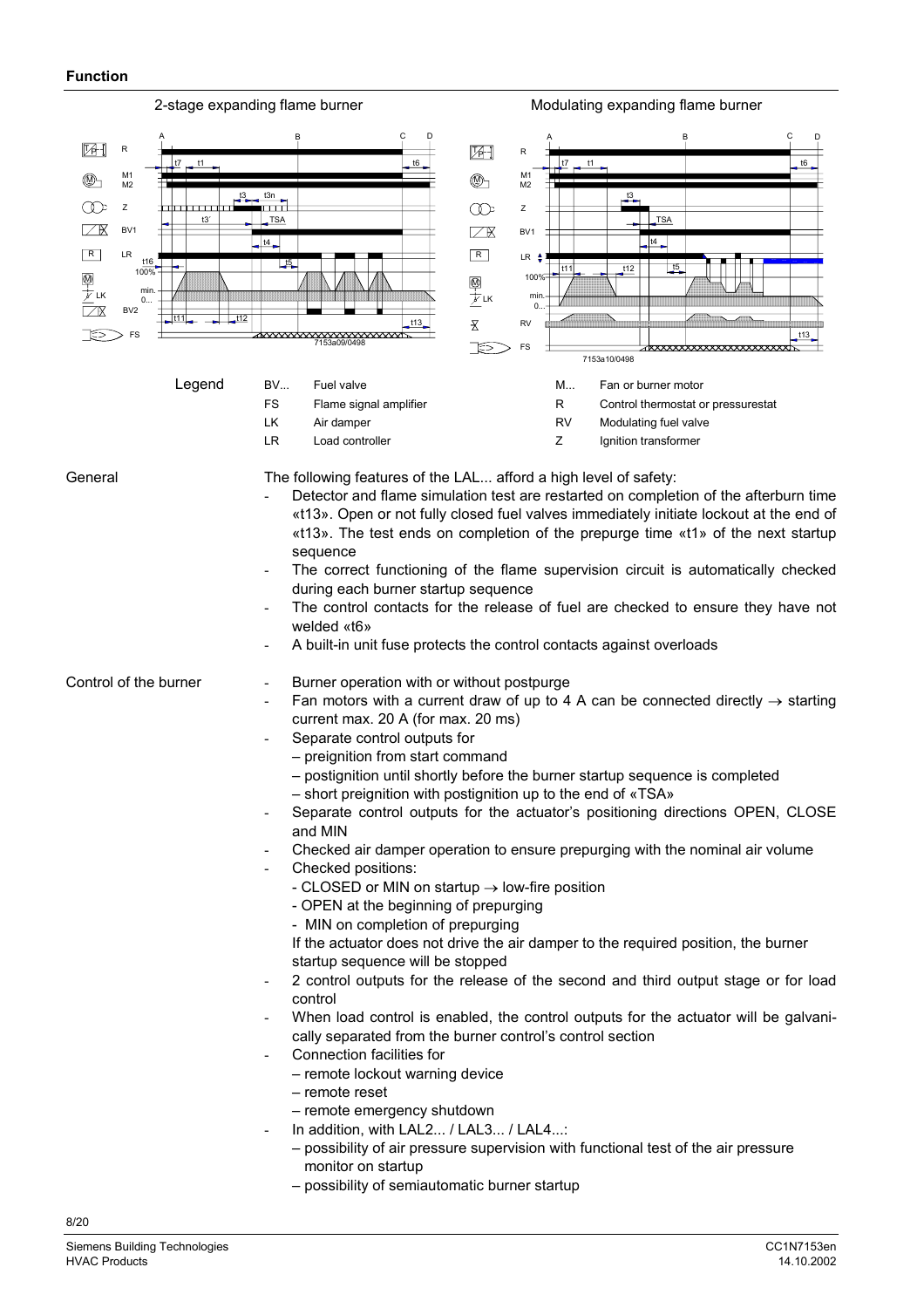## Function

2-stage expanding flame burner

A B C D
R
M1
M2
Z
BV1
LR
BV2
FS
t7 t1 t6
t3 t3n
t3´ TSA
t4
t16
100%
t5
min.
0...
LK
t11 t12 t13
7153a09/0498

Modulating expanding flame burner

A B C D
R
M1
M2
Z
BV1
LR
RV
FS
t7 t1 t6
t3
TSA
t4
t11 t12 t5
100%
min.
0...
LK
t13
7153a10/0498

| Legend | | | | |
|---|---|---|---|---|
| BV... | Fuel valve | | M... | Fan or burner motor |
| FS | Flame signal amplifier | | R | Control thermostat or pressurestat |
| LK | Air damper | | RV | Modulating fuel valve |
| LR | Load controller | | Z | Ignition transformer |

### General

The following features of the LAL... afford a high level of safety:

- Detector and flame simulation test are restarted on completion of the afterburn time «t13». Open or not fully closed fuel valves immediately initiate lockout at the end of «t13». The test ends on completion of the prepurge time «t1» of the next startup sequence
- The correct functioning of the flame supervision circuit is automatically checked during each burner startup sequence
- The control contacts for the release of fuel are checked to ensure they have not welded «t6»
- A built-in unit fuse protects the control contacts against overloads

### Control of the burner

- Burner operation with or without postpurge
- Fan motors with a current draw of up to 4 A can be connected directly → starting current max. 20 A (for max. 20 ms)
- Separate control outputs for
  – preignition from start command
  – postignition until shortly before the burner startup sequence is completed
  – short preignition with postignition up to the end of «TSA»
- Separate control outputs for the actuator's positioning directions OPEN, CLOSE and MIN
- Checked air damper operation to ensure prepurging with the nominal air volume
- Checked positions:
  - CLOSED or MIN on startup → low-fire position
  - OPEN at the beginning of prepurging
  - MIN on completion of prepurging

  If the actuator does not drive the air damper to the required position, the burner startup sequence will be stopped
- 2 control outputs for the release of the second and third output stage or for load control
- When load control is enabled, the control outputs for the actuator will be galvanically separated from the burner control's control section
- Connection facilities for
  – remote lockout warning device
  – remote reset
  – remote emergency shutdown
- In addition, with LAL2... / LAL3... / LAL4...:
  – possibility of air pressure supervision with functional test of the air pressure monitor on startup
  – possibility of semiautomatic burner startup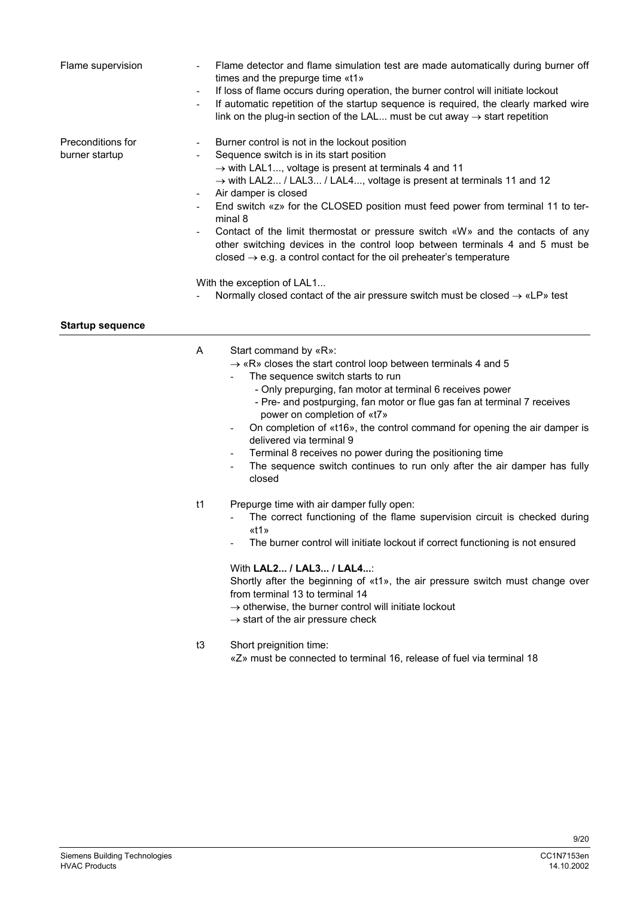**Flame supervision**

- Flame detector and flame simulation test are made automatically during burner off times and the prepurge time «t1»
- If loss of flame occurs during operation, the burner control will initiate lockout
- If automatic repetition of the startup sequence is required, the clearly marked wire link on the plug-in section of the LAL... must be cut away → start repetition

**Preconditions for burner startup**

- Burner control is not in the lockout position
- Sequence switch is in its start position
  → with LAL1..., voltage is present at terminals 4 and 11
  → with LAL2... / LAL3... / LAL4..., voltage is present at terminals 11 and 12
- Air damper is closed
- End switch «z» for the CLOSED position must feed power from terminal 11 to terminal 8
- Contact of the limit thermostat or pressure switch «W» and the contacts of any other switching devices in the control loop between terminals 4 and 5 must be closed → e.g. a control contact for the oil preheater's temperature

With the exception of LAL1...

- Normally closed contact of the air pressure switch must be closed → «LP» test

## Startup sequence

A Start command by «R»:
→ «R» closes the start control loop between terminals 4 and 5
- The sequence switch starts to run
  - Only prepurging, fan motor at terminal 6 receives power
  - Pre- and postpurging, fan motor or flue gas fan at terminal 7 receives power on completion of «t7»
- On completion of «t16», the control command for opening the air damper is delivered via terminal 9
- Terminal 8 receives no power during the positioning time
- The sequence switch continues to run only after the air damper has fully closed

t1 Prepurge time with air damper fully open:
- The correct functioning of the flame supervision circuit is checked during «t1»
- The burner control will initiate lockout if correct functioning is not ensured

With **LAL2... / LAL3... / LAL4...**:
Shortly after the beginning of «t1», the air pressure switch must change over from terminal 13 to terminal 14
→ otherwise, the burner control will initiate lockout
→ start of the air pressure check

t3 Short preignition time:
«Z» must be connected to terminal 16, release of fuel via terminal 18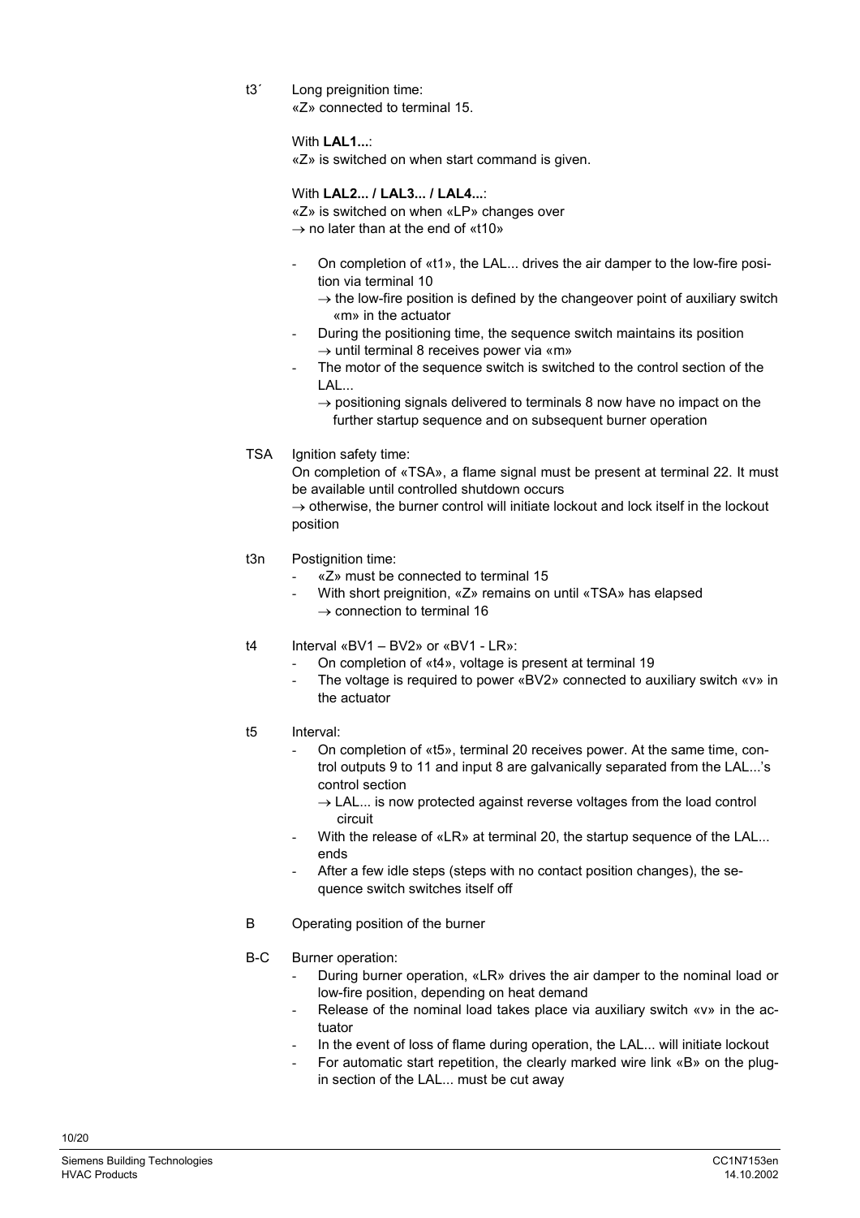t3´ Long preignition time:
«Z» connected to terminal 15.

With **LAL1...**:
«Z» is switched on when start command is given.

With **LAL2... / LAL3... / LAL4...**:
«Z» is switched on when «LP» changes over
→ no later than at the end of «t10»

- On completion of «t1», the LAL... drives the air damper to the low-fire position via terminal 10
  → the low-fire position is defined by the changeover point of auxiliary switch «m» in the actuator
- During the positioning time, the sequence switch maintains its position
  → until terminal 8 receives power via «m»
- The motor of the sequence switch is switched to the control section of the LAL...
  → positioning signals delivered to terminals 8 now have no impact on the further startup sequence and on subsequent burner operation

TSA Ignition safety time:
On completion of «TSA», a flame signal must be present at terminal 22. It must be available until controlled shutdown occurs
→ otherwise, the burner control will initiate lockout and lock itself in the lockout position

t3n Postignition time:
- «Z» must be connected to terminal 15
- With short preignition, «Z» remains on until «TSA» has elapsed
  → connection to terminal 16

t4 Interval «BV1 – BV2» or «BV1 - LR»:
- On completion of «t4», voltage is present at terminal 19
- The voltage is required to power «BV2» connected to auxiliary switch «v» in the actuator

t5 Interval:
- On completion of «t5», terminal 20 receives power. At the same time, control outputs 9 to 11 and input 8 are galvanically separated from the LAL...'s control section
  → LAL... is now protected against reverse voltages from the load control circuit
- With the release of «LR» at terminal 20, the startup sequence of the LAL... ends
- After a few idle steps (steps with no contact position changes), the sequence switch switches itself off

B Operating position of the burner

B-C Burner operation:
- During burner operation, «LR» drives the air damper to the nominal load or low-fire position, depending on heat demand
- Release of the nominal load takes place via auxiliary switch «v» in the actuator
- In the event of loss of flame during operation, the LAL... will initiate lockout
- For automatic start repetition, the clearly marked wire link «B» on the plug-in section of the LAL... must be cut away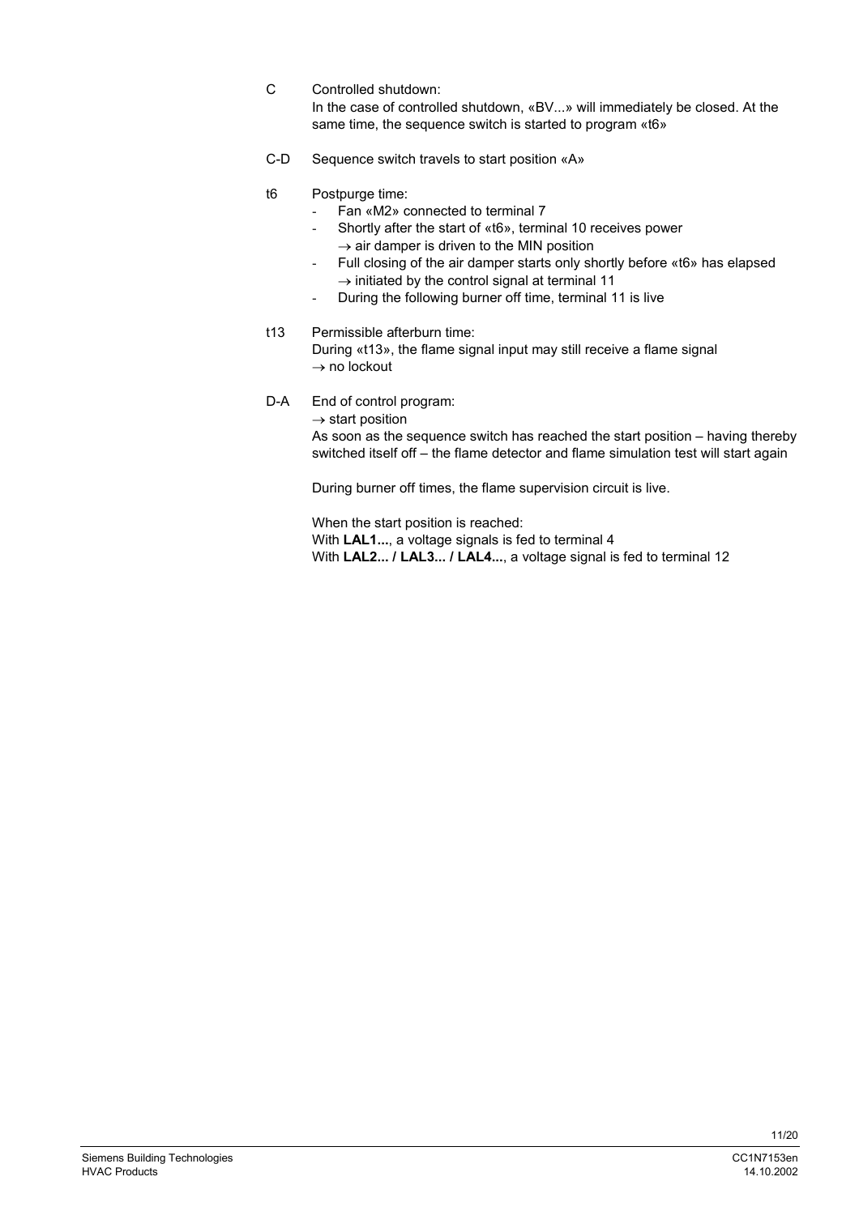C Controlled shutdown:
In the case of controlled shutdown, «BV...» will immediately be closed. At the same time, the sequence switch is started to program «t6»

C-D Sequence switch travels to start position «A»

t6 Postpurge time:
- Fan «M2» connected to terminal 7
- Shortly after the start of «t6», terminal 10 receives power
  → air damper is driven to the MIN position
- Full closing of the air damper starts only shortly before «t6» has elapsed
  → initiated by the control signal at terminal 11
- During the following burner off time, terminal 11 is live

t13 Permissible afterburn time:
During «t13», the flame signal input may still receive a flame signal
→ no lockout

D-A End of control program:
→ start position
As soon as the sequence switch has reached the start position – having thereby switched itself off – the flame detector and flame simulation test will start again

During burner off times, the flame supervision circuit is live.

When the start position is reached:
With **LAL1...**, a voltage signals is fed to terminal 4
With **LAL2... / LAL3... / LAL4...**, a voltage signal is fed to terminal 12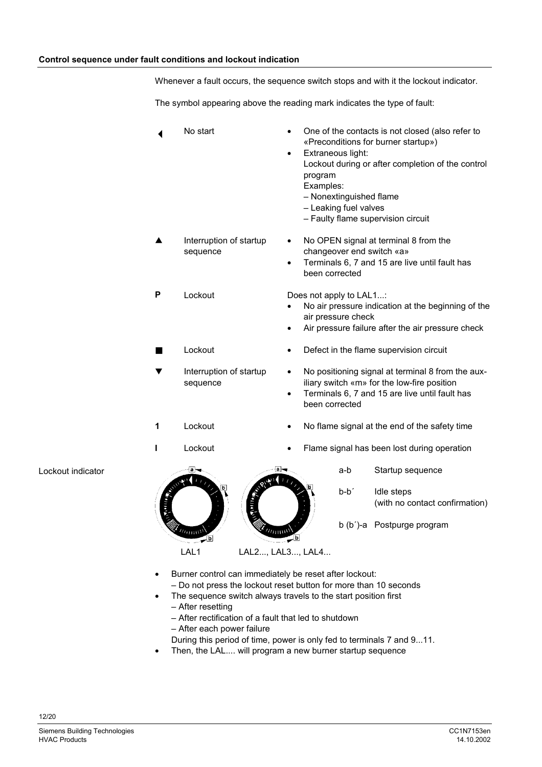### Control sequence under fault conditions and lockout indication

Whenever a fault occurs, the sequence switch stops and with it the lockout indicator.

The symbol appearing above the reading mark indicates the type of fault:

| | | |
|---|---|---|
| ◄ | No start | • One of the contacts is not closed (also refer to «Preconditions for burner startup»)<br>• Extraneous light:<br>Lockout during or after completion of the control program<br>Examples:<br>– Nonextinguished flame<br>– Leaking fuel valves<br>– Faulty flame supervision circuit |
| ▲ | Interruption of startup sequence | • No OPEN signal at terminal 8 from the changeover end switch «a»<br>• Terminals 6, 7 and 15 are live until fault has been corrected |
| **P** | Lockout | Does not apply to LAL1...:<br>• No air pressure indication at the beginning of the air pressure check<br>• Air pressure failure after the air pressure check |
| ■ | Lockout | • Defect in the flame supervision circuit |
| ▼ | Interruption of startup sequence | • No positioning signal at terminal 8 from the auxiliary switch «m» for the low-fire position<br>• Terminals 6, 7 and 15 are live until fault has been corrected |
| **1** | Lockout | • No flame signal at the end of the safety time |
| **I** | Lockout | • Flame signal has been lost during operation |

Lockout indicator

LAL1

LAL2..., LAL3..., LAL4...

| | |
|---|---|
| a-b | Startup sequence |
| b-b´ | Idle steps (with no contact confirmation) |
| b (b´)-a | Postpurge program |

- Burner control can immediately be reset after lockout:
  – Do not press the lockout reset button for more than 10 seconds
- The sequence switch always travels to the start position first
  – After resetting
  – After rectification of a fault that led to shutdown
  – After each power failure
  During this period of time, power is only fed to terminals 7 and 9...11.
- Then, the LAL.... will program a new burner startup sequence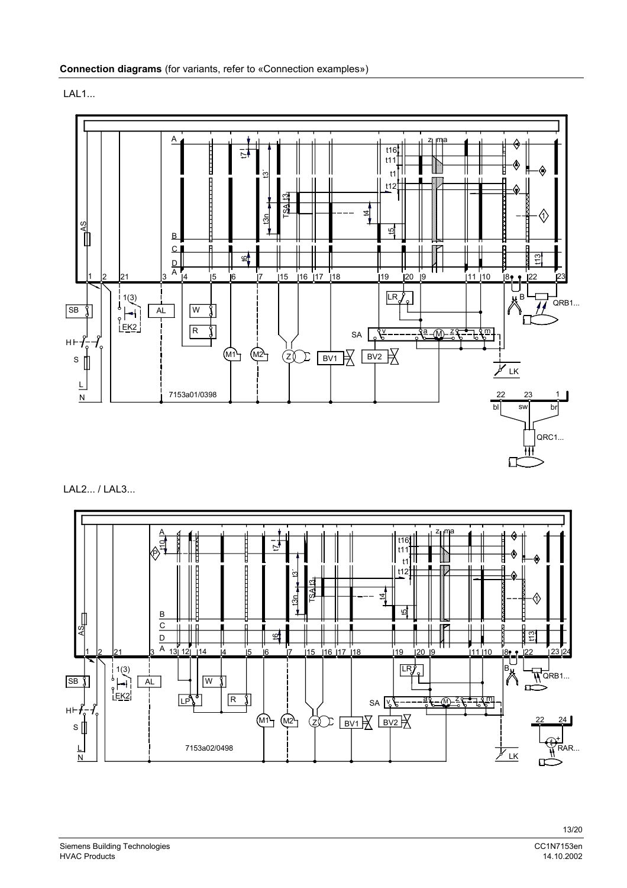**Connection diagrams** (for variants, refer to «Connection examples»)

LAL1...

A
B
C
D
A
AS
1 2 21 3 4 5 6 7 15 16 17 18 19 20 9 11 10 8 22 23
t7
t3´
t3n
TSA t3
t6
t4
t5
t16
t11
t1
t12
z ma
t13
SB
H
S
L
N
1(3)
EK2
AL
W
R
M1
M2
Z
BV1
BV2
LR
SA
v a M z m
B
QRB1...
LK
22 23 1
bl sw br
QRC1...
7153a01/0398

LAL2... / LAL3...

A
B
C
D
A
P
t10
AS
1 2 21 3 13 12 14 4 5 6 7 15 16 17 18 19 20 9 11 10 8 22 23 24
t7
t3´
t3n
TSA t3
t6
t4
t5
t16
t11
t1
t12
z ma
t13
SB
H
S
L
N
1(3)
EK2
AL
LP
W
R
M1
M2
Z
BV1
BV2
LR
SA
v a M z m
B
QRB1...
22 24
RAR...
LK
7153a02/0498

Siemens Building Technologies
HVAC Products

CC1N7153en
14.10.2002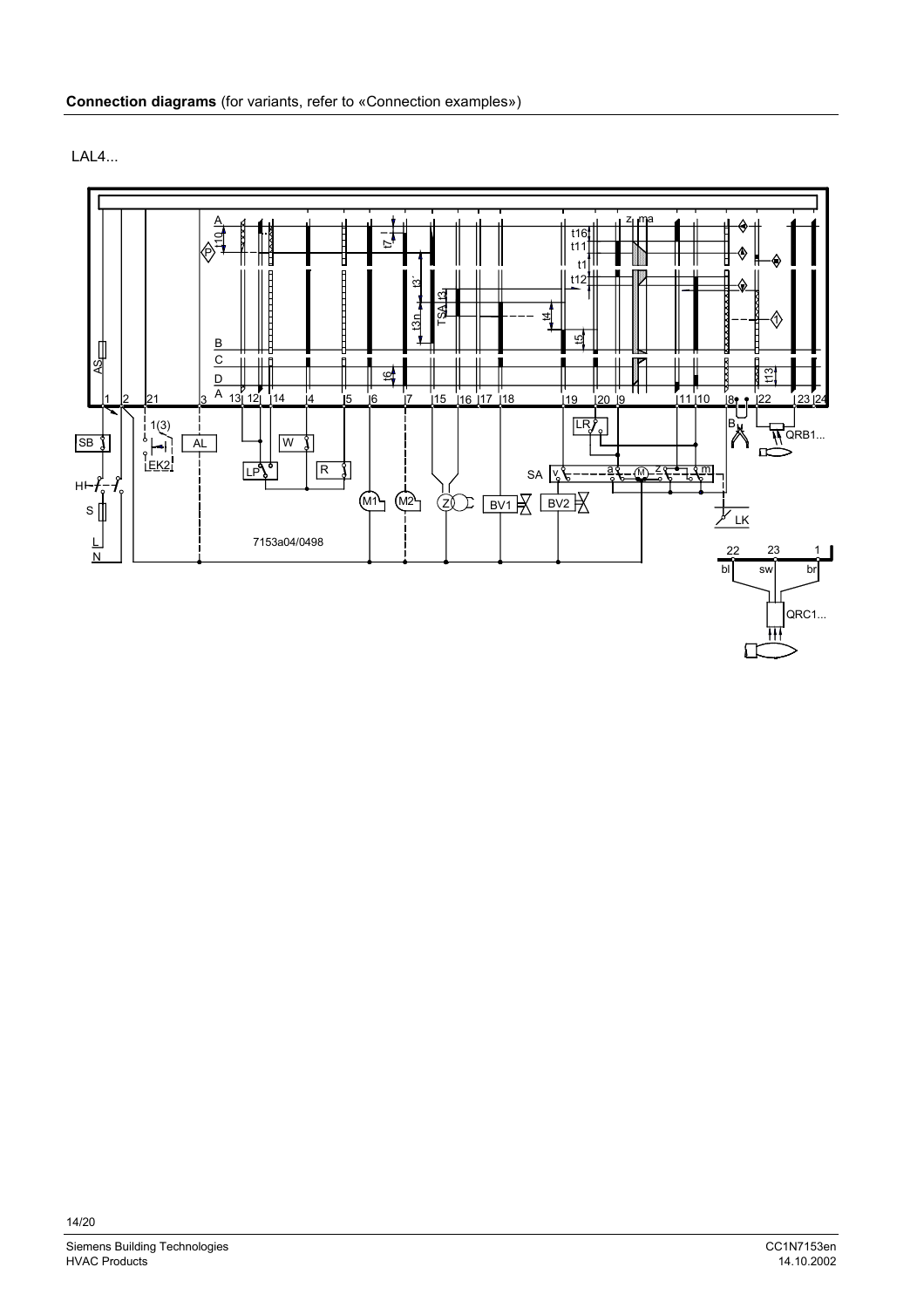**Connection diagrams** (for variants, refer to «Connection examples»)

LAL4...

AS
SB
HI
S
L
N
1(3)
EK2
AL
LP
W
R
M1
M2
Z
BV1
BV2
LR
SA
v
a
M
z
m
B
QRB1...
LK
7153a04/0498
A
B
C
D
A
P
t10
t7
t3'
t3n
TSA
t3
t4
t5
t6
t16
t11
t1
t12
t13
z
ma
1
2
21
3
13
12
14
4
5
6
7
15
16
17
18
19
20
9
11
10
8
22
23
24
22
23
1
bl
sw
br
QRC1...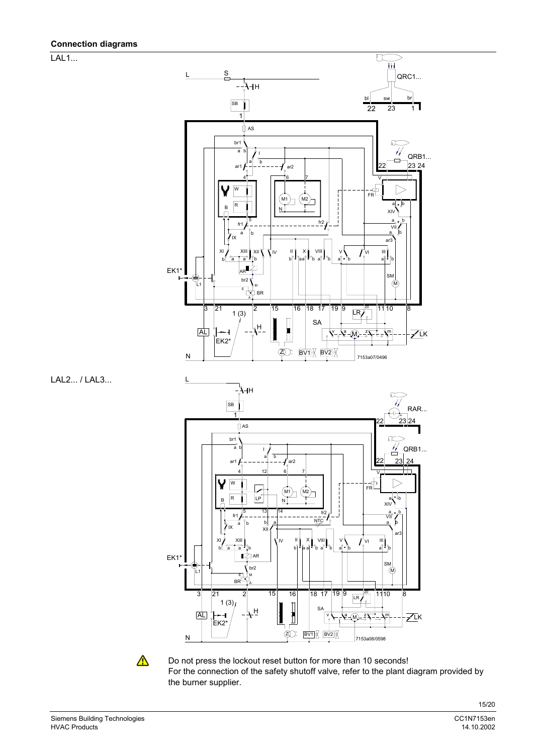**Connection diagrams**

LAL1...

L
S
H
SB
1
AS
QRC1...
bl sw br
22 23 1
br1
a b
I
a b
ar1
ar2
4 6 7
QRB1...
22 23 24
V
W
R
B
M1 M2
N
FR
a b
XIV
5
fr1
fr2
a b
VII
a b
IX
ar3
XI XIII XII IV II X VIII V VI III
b a a b b aa b a b a b a b
AR
EK1*
L1
br2
M
E
BR
A
SM
M
3 21 2 15 16 18 17 19 9 20 11 10 8
1 (3)
LR
SA
H
AL
EK2*
v a M z m
LK
Z
BV1 BV2
N
7153a07/0496

LAL2... / LAL3...

L
H
SB
1
AS
RAR...
22 23 24
br1
a b
I
a b
ar1
ar2
4 12 6 7
QRB1...
22 23 24
V
W
R
B
LP
M1 M2
N
FR
a b
XIV
5 13 14
fr1
fr2
a b
VII
a b
IX
NTC
XII
a
ar3
XI XIII IV II X VIII V VI III
b a a b b a a b a b a b a b
AR
EK1*
L1
br2
E
M
BR
A
SM
M
3 21 2 15 16 18 17 19 9 20 11 10 8
1 (3)
LR
SA
H
AL
EK2*
v a M z m
LK
Z
BV1 BV2
N
7153a08/0598

⚠ Do not press the lockout reset button for more than 10 seconds!
For the connection of the safety shutoff valve, refer to the plant diagram provided by the burner supplier.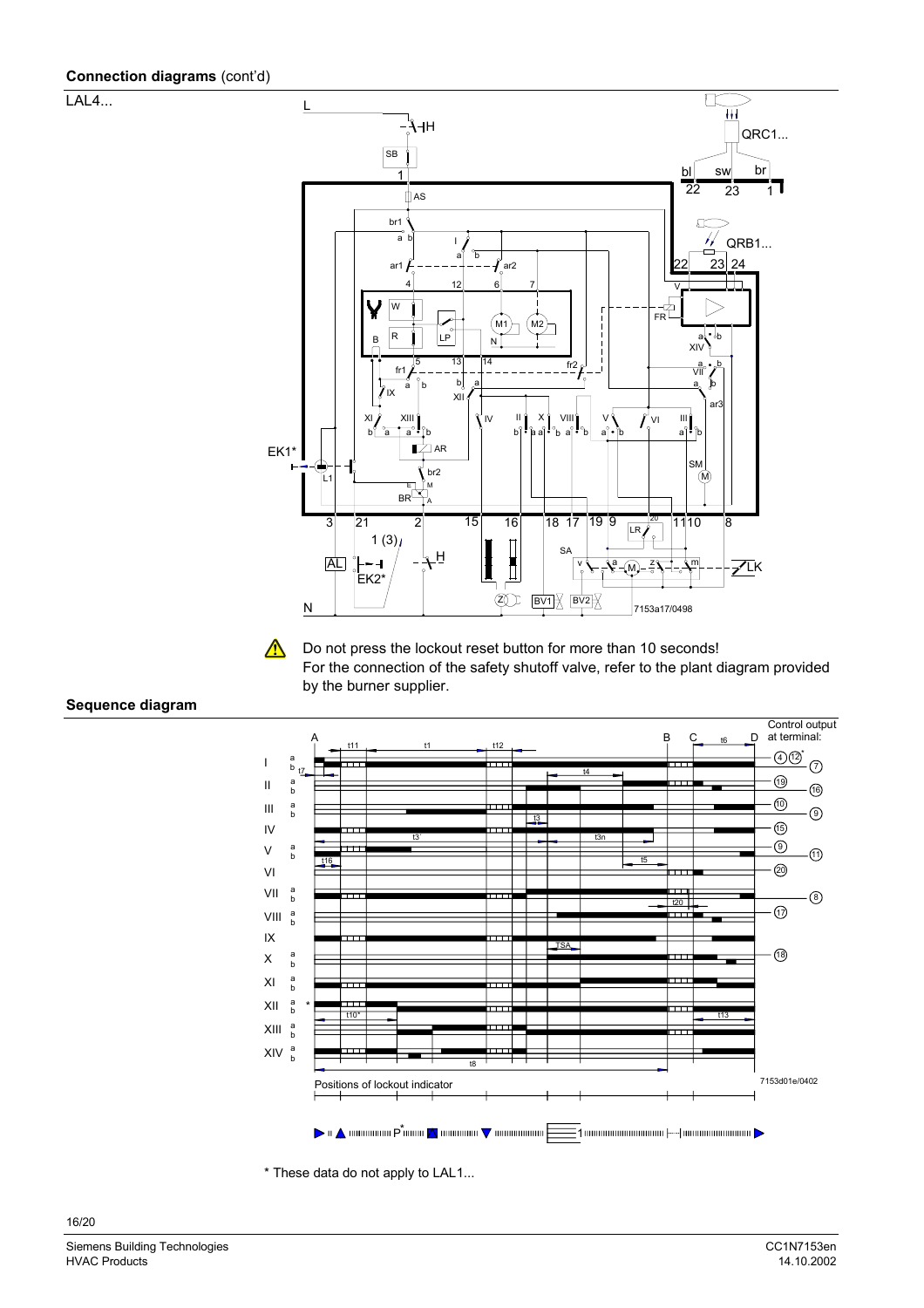**Connection diagrams** (cont'd)

LAL4...

Do not press the lockout reset button for more than 10 seconds!
For the connection of the safety shutoff valve, refer to the plant diagram provided by the burner supplier.

**Sequence diagram**

\* These data do not apply to LAL1...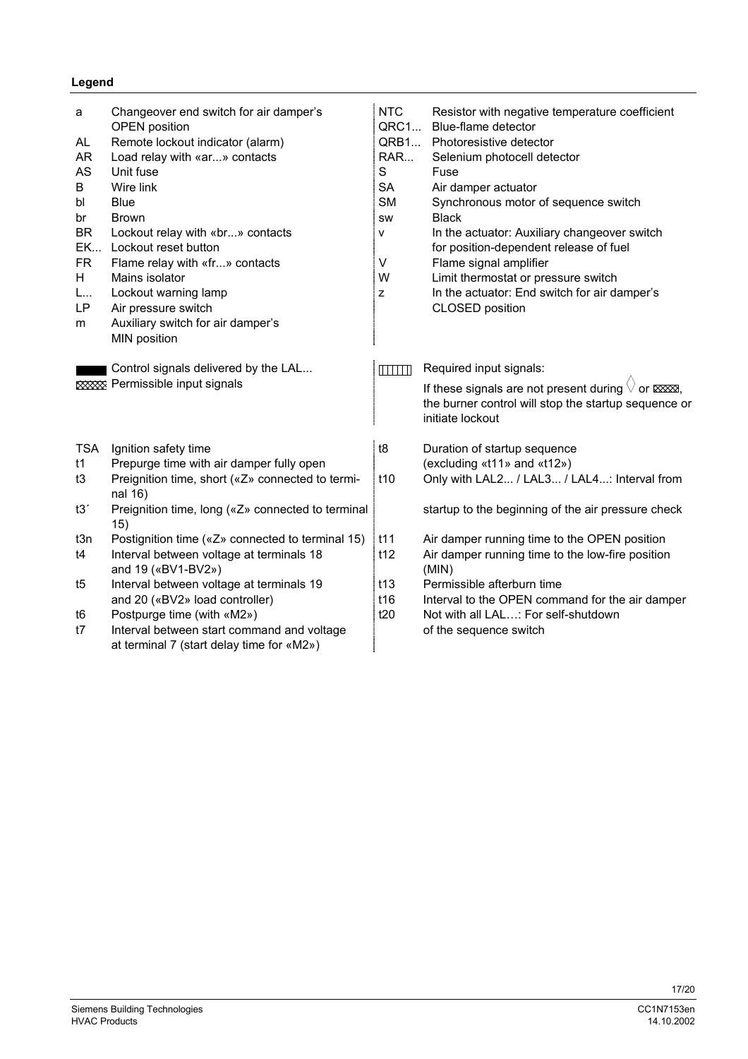## Legend

| | |
|---|---|
| a | Changeover end switch for air damper's OPEN position |
| AL | Remote lockout indicator (alarm) |
| AR | Load relay with «ar...» contacts |
| AS | Unit fuse |
| B | Wire link |
| bl | Blue |
| br | Brown |
| BR | Lockout relay with «br...» contacts |
| EK... | Lockout reset button |
| FR | Flame relay with «fr...» contacts |
| H | Mains isolator |
| L... | Lockout warning lamp |
| LP | Air pressure switch |
| m | Auxiliary switch for air damper's MIN position |
| NTC | Resistor with negative temperature coefficient |
| QRC1... | Blue-flame detector |
| QRB1... | Photoresistive detector |
| RAR... | Selenium photocell detector |
| S | Fuse |
| SA | Air damper actuator |
| SM | Synchronous motor of sequence switch |
| sw | Black |
| v | In the actuator: Auxiliary changeover switch for position-dependent release of fuel |
| V | Flame signal amplifier |
| W | Limit thermostat or pressure switch |
| z | In the actuator: End switch for air damper's CLOSED position |

Control signals delivered by the LAL...

Permissible input signals

Required input signals:

If these signals are not present during ◊ or ▒▒, the burner control will stop the startup sequence or initiate lockout

| | |
|---|---|
| TSA | Ignition safety time |
| t1 | Prepurge time with air damper fully open |
| t3 | Preignition time, short («Z» connected to terminal 16) |
| t3´ | Preignition time, long («Z» connected to terminal 15) |
| t3n | Postignition time («Z» connected to terminal 15) |
| t4 | Interval between voltage at terminals 18 and 19 («BV1-BV2») |
| t5 | Interval between voltage at terminals 19 and 20 («BV2» load controller) |
| t6 | Postpurge time (with «M2») |
| t7 | Interval between start command and voltage at terminal 7 (start delay time for «M2») |
| t8 | Duration of startup sequence (excluding «t11» and «t12») |
| t10 | Only with LAL2... / LAL3... / LAL4...: Interval from startup to the beginning of the air pressure check |
| t11 | Air damper running time to the OPEN position |
| t12 | Air damper running time to the low-fire position (MIN) |
| t13 | Permissible afterburn time |
| t16 | Interval to the OPEN command for the air damper |
| t20 | Not with all LAL…: For self-shutdown of the sequence switch |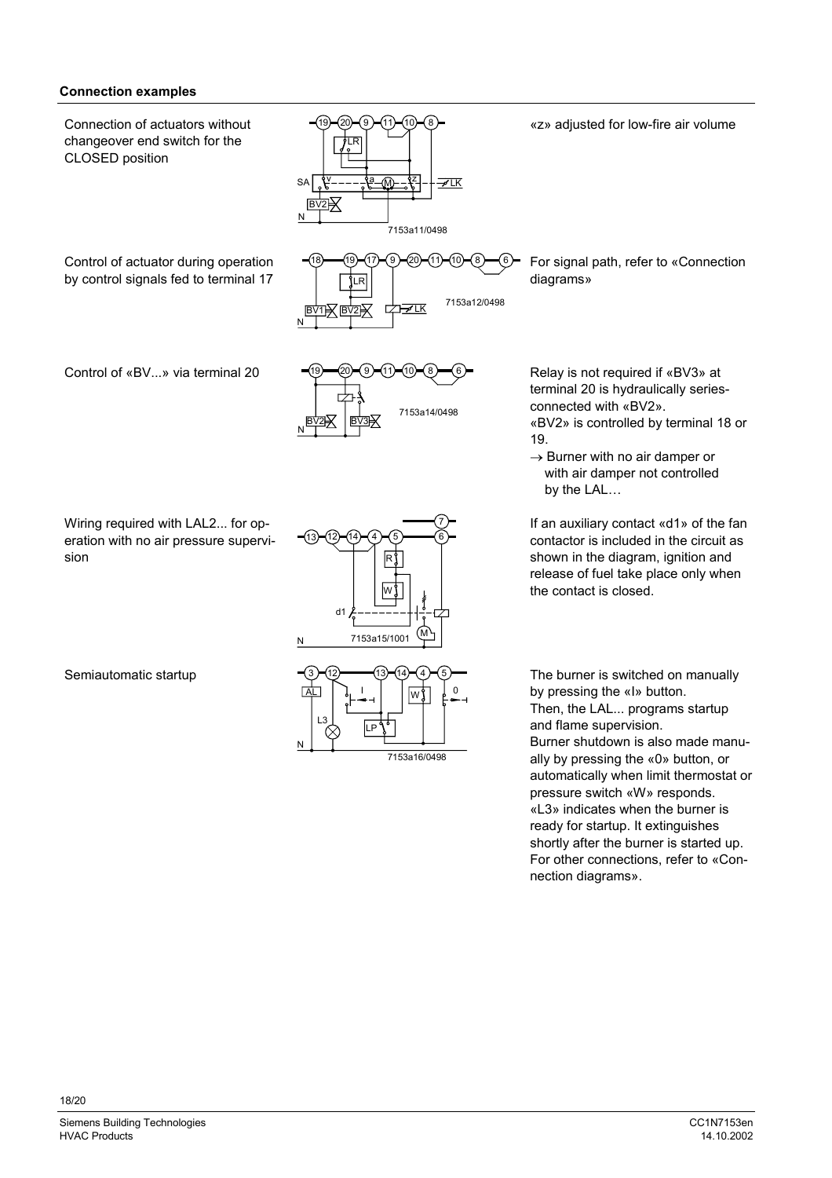**Connection examples**

Connection of actuators without changeover end switch for the CLOSED position

7153a11/0498

«z» adjusted for low-fire air volume

Control of actuator during operation by control signals fed to terminal 17

7153a12/0498

For signal path, refer to «Connection diagrams»

Control of «BV...» via terminal 20

7153a14/0498

Relay is not required if «BV3» at terminal 20 is hydraulically series-connected with «BV2».
«BV2» is controlled by terminal 18 or 19.
→ Burner with no air damper or with air damper not controlled by the LAL…

Wiring required with LAL2... for operation with no air pressure supervision

7153a15/1001

If an auxiliary contact «d1» of the fan contactor is included in the circuit as shown in the diagram, ignition and release of fuel take place only when the contact is closed.

Semiautomatic startup

7153a16/0498

The burner is switched on manually by pressing the «I» button.
Then, the LAL... programs startup and flame supervision.
Burner shutdown is also made manually by pressing the «0» button, or automatically when limit thermostat or pressure switch «W» responds.
«L3» indicates when the burner is ready for startup. It extinguishes shortly after the burner is started up.
For other connections, refer to «Connection diagrams».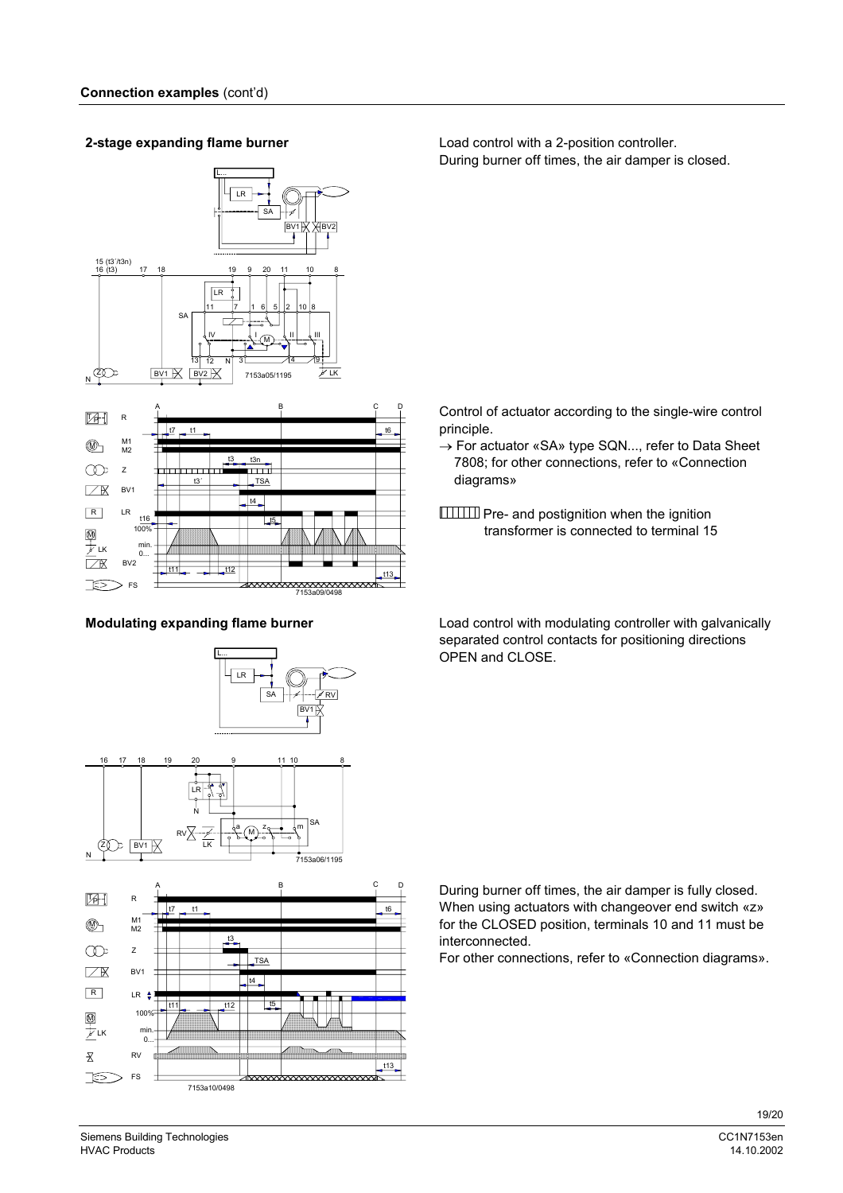## Connection examples (cont'd)

### 2-stage expanding flame burner

Load control with a 2-position controller.
During burner off times, the air damper is closed.

L...
LR
SA
BV1
BV2

15 (t3´/t3n)
16 (t3)
17
18
19
9
20
11
10
8
LR
11
7
1
6
5
2
10
8
SA
IV
I
M
II
III
13
12
N
3
4
9
Z
BV1
BV2
LK
N
7153a05/1195

A
B
C
D
R
t7
t1
t6
M1
M2
t3
t3n
Z
t3´
TSA
BV1
t4
R
LR
t16
t5
100%
min.
LK
0...
BV2
t11
t12
t13
FS
7153a09/0498

Control of actuator according to the single-wire control principle.

→ For actuator «SA» type SQN..., refer to Data Sheet 7808; for other connections, refer to «Connection diagrams»

Pre- and postignition when the ignition transformer is connected to terminal 15

### Modulating expanding flame burner

Load control with modulating controller with galvanically separated control contacts for positioning directions OPEN and CLOSE.

L...
LR
SA
RV
BV1

16
17
18
19
20
9
11
10
8
LR
N
a
M
z
m
SA
RV
LK
Z
BV1
N
7153a06/1195

A
B
C
D
R
t7
t1
t6
M1
M2
t3
Z
TSA
BV1
t4
R
LR
t11
t12
t5
100%
LK
min.
0...
RV
t13
FS
7153a10/0498

During burner off times, the air damper is fully closed. When using actuators with changeover end switch «z» for the CLOSED position, terminals 10 and 11 must be interconnected.
For other connections, refer to «Connection diagrams».

Siemens Building Technologies
HVAC Products

CC1N7153en
14.10.2002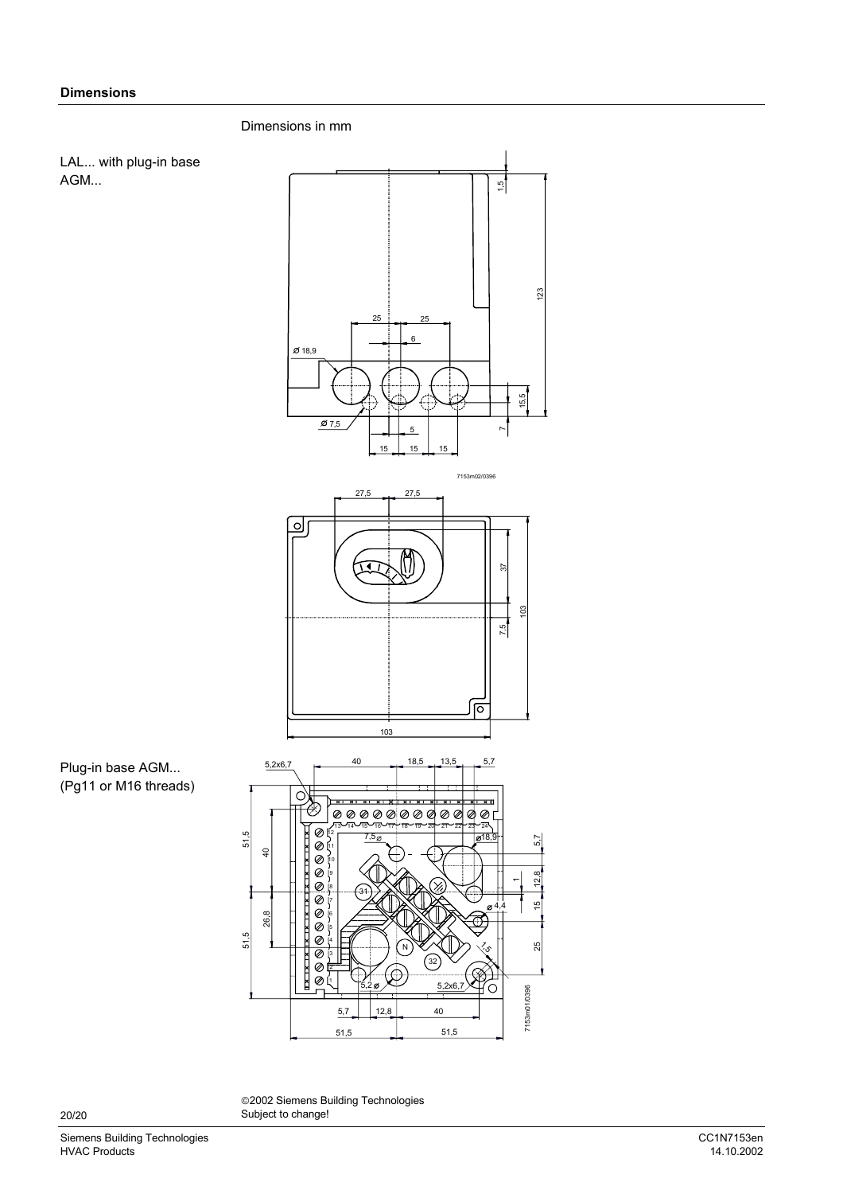## Dimensions

Dimensions in mm

LAL... with plug-in base AGM...

1,5
123
25
25
6
Ø 18,9
15,5
7
Ø 7,5
5
15
15
15

7153m02/0396

27,5
27,5
37
103
7,5
103

Plug-in base AGM... (Pg11 or M16 threads)

5,2x6,7
40
18,5
13,5
5,7
7,5 Ø
Ø18,9
5,7
51,5
40
1
12,8
31
15
Ø 4,4
26,8
51,5
N
1,5
25
32
5,2 Ø
5,2x6,7
5,7
12,8
40
51,5
51,5

7153m01/0396

©2002 Siemens Building Technologies
Subject to change!